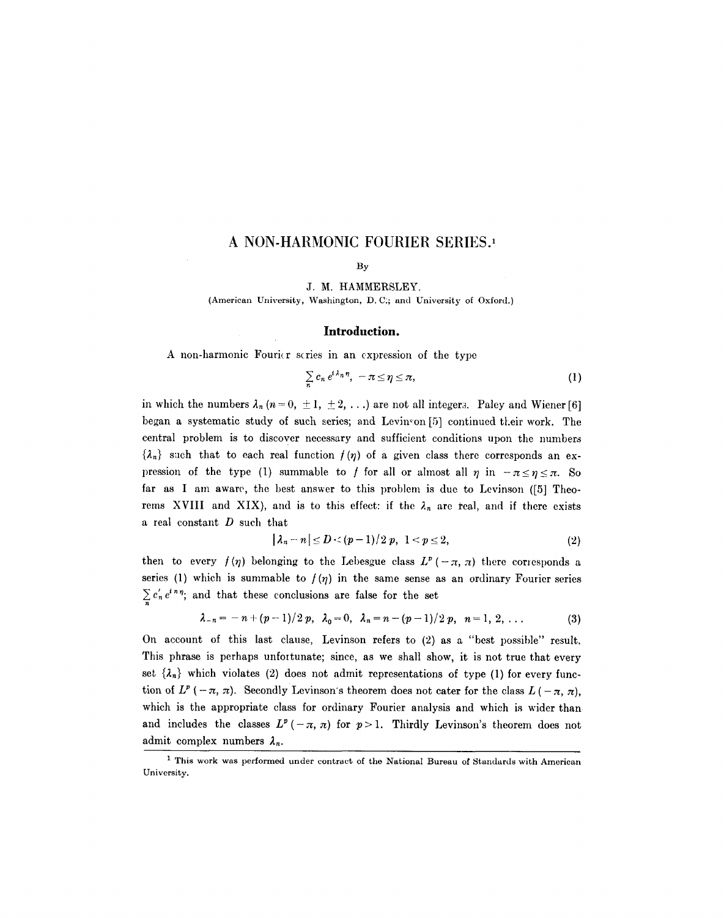# A NON-HARMONIC FOURIER SERIES.[1]

By

J. M. HAMMERSLEY.

(American University, Washington, D. C.; and University of Oxford.)

## Introduction.

A non-harmonic Fourier series in an expression of the type

$$\sum_n c_n e^{i\lambda_n \eta}, \quad -\pi \leq \eta \leq \pi, \tag{1}$$

in which the numbers $\lambda_n$ ($n = 0, \pm 1, \pm 2, \ldots$) are not all integers. Paley and Wiener [6] began a systematic study of such series; and Levinson [5] continued their work. The central problem is to discover necessary and sufficient conditions upon the numbers $\{\lambda_n\}$ such that to each real function $f(\eta)$ of a given class there corresponds an expression of the type (1) summable to $f$ for all or almost all $\eta$ in $-\pi \leq \eta \leq \pi$. So far as I am aware, the best answer to this problem is due to Levinson ([5] Theorems XVIII and XIX), and is to this effect: if the $\lambda_n$ are real, and if there exists a real constant $D$ such that

$$|\lambda_n - n| \leq D < (p-1)/2p, \quad 1 < p \leq 2, \tag{2}$$

then to every $f(\eta)$ belonging to the Lebesgue class $L^p(-\pi, \pi)$ there corresponds a series (1) which is summable to $f(\eta)$ in the same sense as an ordinary Fourier series $\sum_n c'_n e^{in\eta}$; and that these conclusions are false for the set

$$\lambda_{-n} = -n + (p-1)/2p, \quad \lambda_0 = 0, \quad \lambda_n = n - (p-1)/2p, \quad n = 1, 2, \ldots \tag{3}$$

On account of this last clause, Levinson refers to (2) as a "best possible" result. This phrase is perhaps unfortunate; since, as we shall show, it is not true that every set $\{\lambda_n\}$ which violates (2) does not admit representations of type (1) for every function of $L^p(-\pi, \pi)$. Secondly Levinson's theorem does not cater for the class $L(-\pi, \pi)$, which is the appropriate class for ordinary Fourier analysis and which is wider than and includes the classes $L^p(-\pi, \pi)$ for $p > 1$. Thirdly Levinson's theorem does not admit complex numbers $\lambda_n$.

---

[1] This work was performed under contract of the National Bureau of Standards with American University.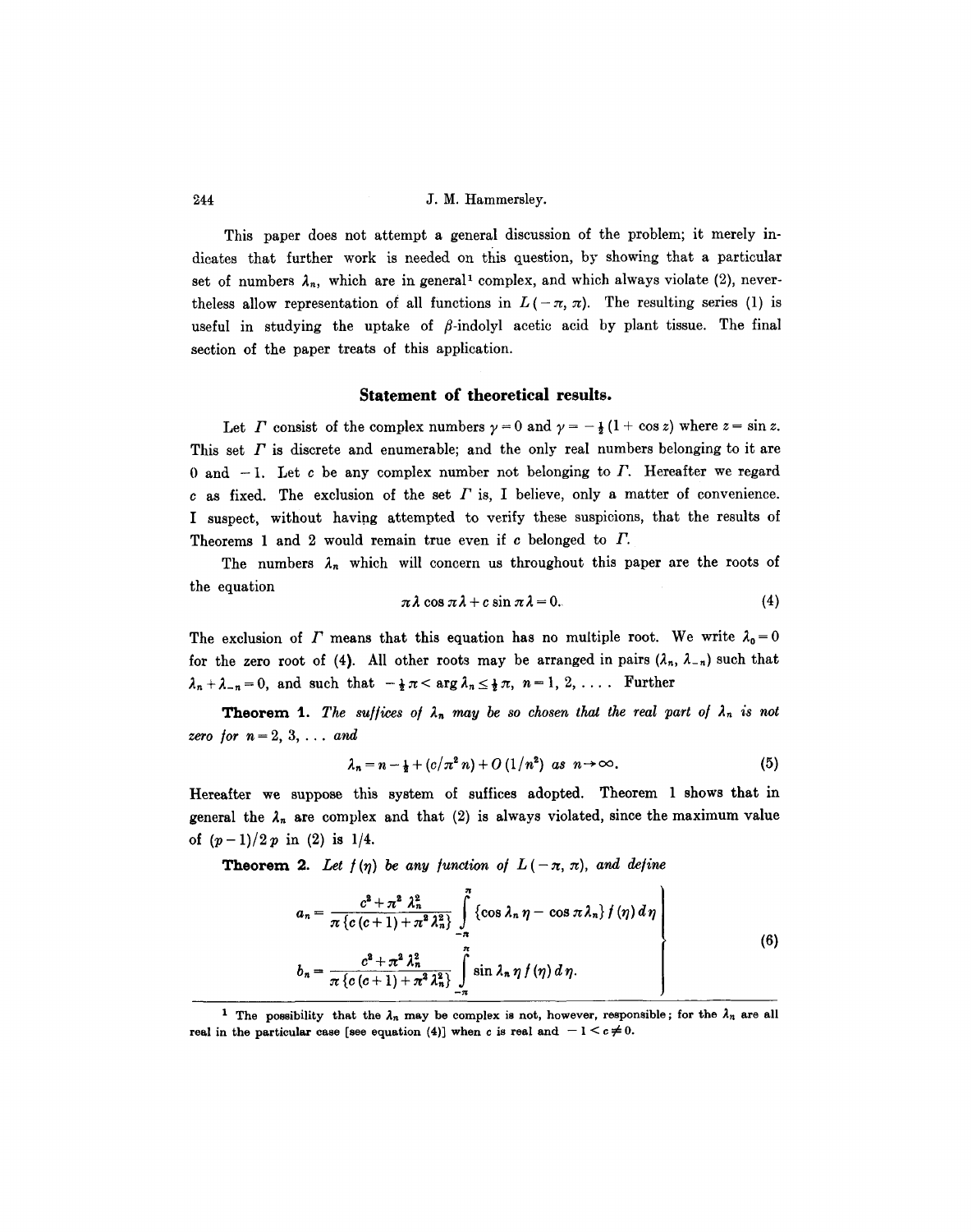This paper does not attempt a general discussion of the problem; it merely indicates that further work is needed on this question, by showing that a particular set of numbers $\lambda_n$, which are in general[1] complex, and which always violate (2), nevertheless allow representation of all functions in $L(-\pi, \pi)$. The resulting series (1) is useful in studying the uptake of $\beta$-indolyl acetic acid by plant tissue. The final section of the paper treats of this application.

## Statement of theoretical results.

Let $\Gamma$ consist of the complex numbers $\gamma = 0$ and $\gamma = -\frac{1}{2}(1 + \cos z)$ where $z = \sin z$. This set $\Gamma$ is discrete and enumerable; and the only real numbers belonging to it are 0 and $-1$. Let $c$ be any complex number not belonging to $\Gamma$. Hereafter we regard $c$ as fixed. The exclusion of the set $\Gamma$ is, I believe, only a matter of convenience. I suspect, without having attempted to verify these suspicions, that the results of Theorems 1 and 2 would remain true even if $c$ belonged to $\Gamma$.

The numbers $\lambda_n$ which will concern us throughout this paper are the roots of the equation

$$\pi \lambda \cos \pi \lambda + c \sin \pi \lambda = 0. \tag{4}$$

The exclusion of $\Gamma$ means that this equation has no multiple root. We write $\lambda_0 = 0$ for the zero root of (4). All other roots may be arranged in pairs $(\lambda_n, \lambda_{-n})$ such that $\lambda_n + \lambda_{-n} = 0$, and such that $-\frac{1}{2}\pi < \arg \lambda_n \leq \frac{1}{2}\pi$, $n = 1, 2, \ldots$. Further

**Theorem 1.** *The suffices of $\lambda_n$ may be so chosen that the real part of $\lambda_n$ is not zero for $n = 2, 3, \ldots$ and*

$$\lambda_n = n - \tfrac{1}{2} + (c/\pi^2 n) + O(1/n^2) \quad as \quad n \to \infty. \tag{5}$$

Hereafter we suppose this system of suffices adopted. Theorem 1 shows that in general the $\lambda_n$ are complex and that (2) is always violated, since the maximum value of $(p-1)/2p$ in (2) is 1/4.

**Theorem 2.** *Let $f(\eta)$ be any function of $L(-\pi, \pi)$, and define*

$$\left.\begin{aligned} a_n &= \frac{c^2 + \pi^2 \lambda_n^2}{\pi\{c(c+1) + \pi^2 \lambda_n^2\}} \int_{-\pi}^{\pi} \{\cos \lambda_n \eta - \cos \pi \lambda_n\} f(\eta)\, d\eta \\ b_n &= \frac{c^2 + \pi^2 \lambda_n^2}{\pi\{c(c+1) + \pi^2 \lambda_n^2\}} \int_{-\pi}^{\pi} \sin \lambda_n \eta\, f(\eta)\, d\eta. \end{aligned}\right\} \tag{6}$$

---

[1] The possibility that the $\lambda_n$ may be complex is not, however, responsible; for the $\lambda_n$ are all real in the particular case [see equation (4)] when $c$ is real and $-1 < c \neq 0$.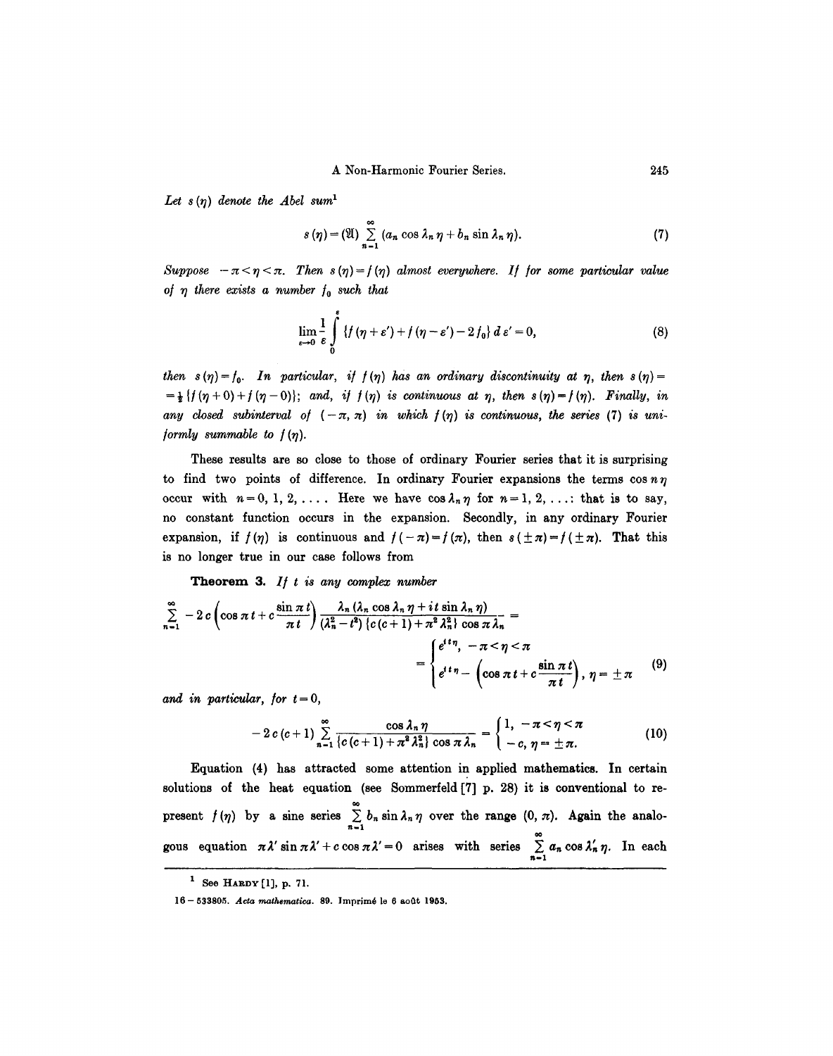*Let $s(\eta)$ denote the Abel sum*[1]

$$s(\eta) = (\mathfrak{A}) \sum_{n=1}^{\infty} (a_n \cos \lambda_n \eta + b_n \sin \lambda_n \eta). \tag{7}$$

*Suppose $-\pi < \eta < \pi$. Then $s(\eta) = f(\eta)$ almost everywhere. If for some particular value of $\eta$ there exists a number $f_0$ such that*

$$\lim_{\varepsilon \to 0} \frac{1}{\varepsilon} \int_0^{\varepsilon} \{ f(\eta + \varepsilon') + f(\eta - \varepsilon') - 2 f_0 \} \, d\varepsilon' = 0, \tag{8}$$

*then $s(\eta) = f_0$. In particular, if $f(\eta)$ has an ordinary discontinuity at $\eta$, then $s(\eta) = \frac{1}{2}\{f(\eta+0) + f(\eta-0)\}$; and, if $f(\eta)$ is continuous at $\eta$, then $s(\eta) = f(\eta)$. Finally, in any closed subinterval of $(-\pi, \pi)$ in which $f(\eta)$ is continuous, the series (7) is uniformly summable to $f(\eta)$.*

These results are so close to those of ordinary Fourier series that it is surprising to find two points of difference. In ordinary Fourier expansions the terms $\cos n\eta$ occur with $n = 0, 1, 2, \ldots$. Here we have $\cos \lambda_n \eta$ for $n = 1, 2, \ldots$: that is to say, no constant function occurs in the expansion. Secondly, in any ordinary Fourier expansion, if $f(\eta)$ is continuous and $f(-\pi) = f(\pi)$, then $s(\pm\pi) = f(\pm\pi)$. That this is no longer true in our case follows from

**Theorem 3.** *If $t$ is any complex number*

$$\sum_{n=1}^{\infty} -2c\left(\cos \pi t + c \frac{\sin \pi t}{\pi t}\right) \frac{\lambda_n (\lambda_n \cos \lambda_n \eta + i t \sin \lambda_n \eta)}{(\lambda_n^2 - t^2)\{c(c+1) + \pi^2 \lambda_n^2\} \cos \pi \lambda_n} = \begin{cases} e^{it\eta}, & -\pi < \eta < \pi \\ e^{it\eta} - \left(\cos \pi t + c \dfrac{\sin \pi t}{\pi t}\right), & \eta = \pm\pi \end{cases} \tag{9}$$

*and in particular, for $t = 0$,*

$$-2c(c+1) \sum_{n=1}^{\infty} \frac{\cos \lambda_n \eta}{\{c(c+1) + \pi^2 \lambda_n^2\} \cos \pi \lambda_n} = \begin{cases} 1, & -\pi < \eta < \pi \\ -c, & \eta = \pm\pi. \end{cases} \tag{10}$$

Equation (4) has attracted some attention in applied mathematics. In certain solutions of the heat equation (see Sommerfeld [7] p. 28) it is conventional to represent $f(\eta)$ by a sine series $\sum_{n=1}^{\infty} b_n \sin \lambda_n \eta$ over the range $(0, \pi)$. Again the analogous equation $\pi \lambda' \sin \pi \lambda' + c \cos \pi \lambda' = 0$ arises with series $\sum_{n=1}^{\infty} a_n \cos \lambda'_n \eta$. In each

---

[1] See Hardy [1], p. 71.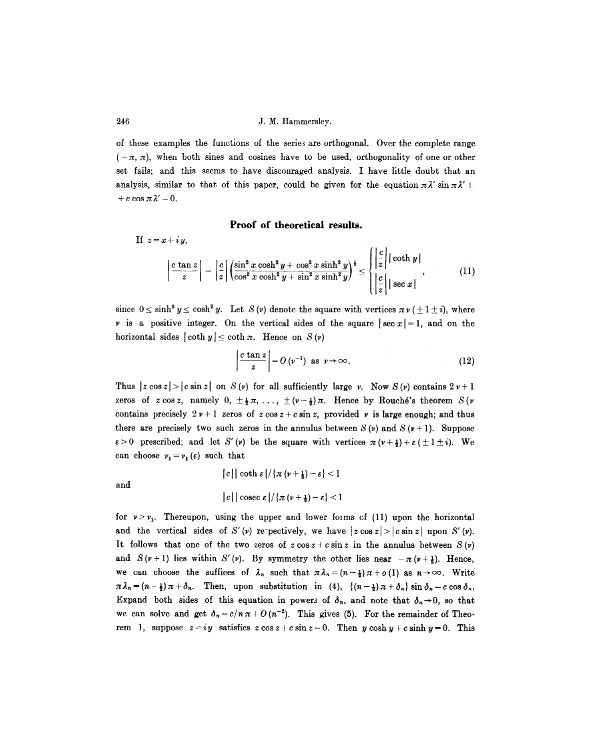of these examples the functions of the series are orthogonal. Over the complete range $(-\pi, \pi)$, when both sines and cosines have to be used, orthogonality of one or other set fails; and this seems to have discouraged analysis. I have little doubt that an analysis, similar to that of this paper, could be given for the equation $\pi\lambda' \sin \pi\lambda' + c \cos \pi\lambda' = 0$.

## Proof of theoretical results.

If $z = x + iy$,

$$\left|\frac{c \tan z}{z}\right| = \left|\frac{c}{z}\right| \left(\frac{\sin^2 x \cosh^2 y + \cos^2 x \sinh^2 y}{\cos^2 x \cosh^2 y + \sin^2 x \sinh^2 y}\right)^{\frac{1}{2}} \leq \begin{cases} \left|\dfrac{c}{z}\right| |\coth y| \\ \left|\dfrac{c}{z}\right| |\sec x| \end{cases}, \tag{11}$$

since $0 \leq \sinh^2 y \leq \cosh^2 y$. Let $S(\nu)$ denote the square with vertices $\pi\nu(\pm 1 \pm i)$, where $\nu$ is a positive integer. On the vertical sides of the square $|\sec x| = 1$, and on the horizontal sides $|\coth y| \leq \coth \pi$. Hence on $S(\nu)$

$$\left|\frac{c \tan z}{z}\right| = O(\nu^{-1}) \text{ as } \nu \to \infty. \tag{12}$$

Thus $|z \cos z| > |c \sin z|$ on $S(\nu)$ for all sufficiently large $\nu$. Now $S(\nu)$ contains $2\nu + 1$ zeros of $z \cos z$, namely $0, \pm\frac{1}{2}\pi, \ldots, \pm(\nu - \frac{1}{2})\pi$. Hence by Rouché's theorem $S(\nu$ contains precisely $2\nu + 1$ zeros of $z \cos z + c \sin z$, provided $\nu$ is large enough; and thus there are precisely two such zeros in the annulus between $S(\nu)$ and $S(\nu + 1)$. Suppose $\varepsilon > 0$ prescribed; and let $S'(\nu)$ be the square with vertices $\pi(\nu + \frac{1}{2}) + \varepsilon(\pm 1 \pm i)$. We can choose $\nu_1 = \nu_1(\varepsilon)$ such that

$$|c| |\coth \varepsilon| / \{\pi(\nu + \tfrac{1}{2}) - \varepsilon\} < 1$$

and

$$|c| |\operatorname{cosec} \varepsilon| / \{\pi(\nu + \tfrac{1}{2}) - \varepsilon\} < 1$$

for $\nu \geq \nu_1$. Thereupon, using the upper and lower forms of (11) upon the horizontal and the vertical sides of $S'(\nu)$ respectively, we have $|z \cos z| > |c \sin z|$ upon $S'(\nu)$. It follows that one of the two zeros of $z \cos z + c \sin z$ in the annulus between $S(\nu)$ and $S(\nu + 1)$ lies within $S'(\nu)$. By symmetry the other lies near $-\pi(\nu + \frac{1}{2})$. Hence, we can choose the suffices of $\lambda_n$ such that $\pi\lambda_n = (n - \frac{1}{2})\pi + o(1)$ as $n \to \infty$. Write $\pi\lambda_n = (n - \frac{1}{2})\pi + \delta_n$. Then, upon substitution in (4), $\{(n - \frac{1}{2})\pi + \delta_n\} \sin \delta_n = c \cos \delta_n$. Expand both sides of this equation in powers of $\delta_n$, and note that $\delta_n \to 0$, so that we can solve and get $\delta_n = c/n\pi + O(n^{-2})$. This gives (5). For the remainder of Theorem 1, suppose $z = iy$ satisfies $z \cos z + c \sin z = 0$. Then $y \cosh y + c \sinh y = 0$. This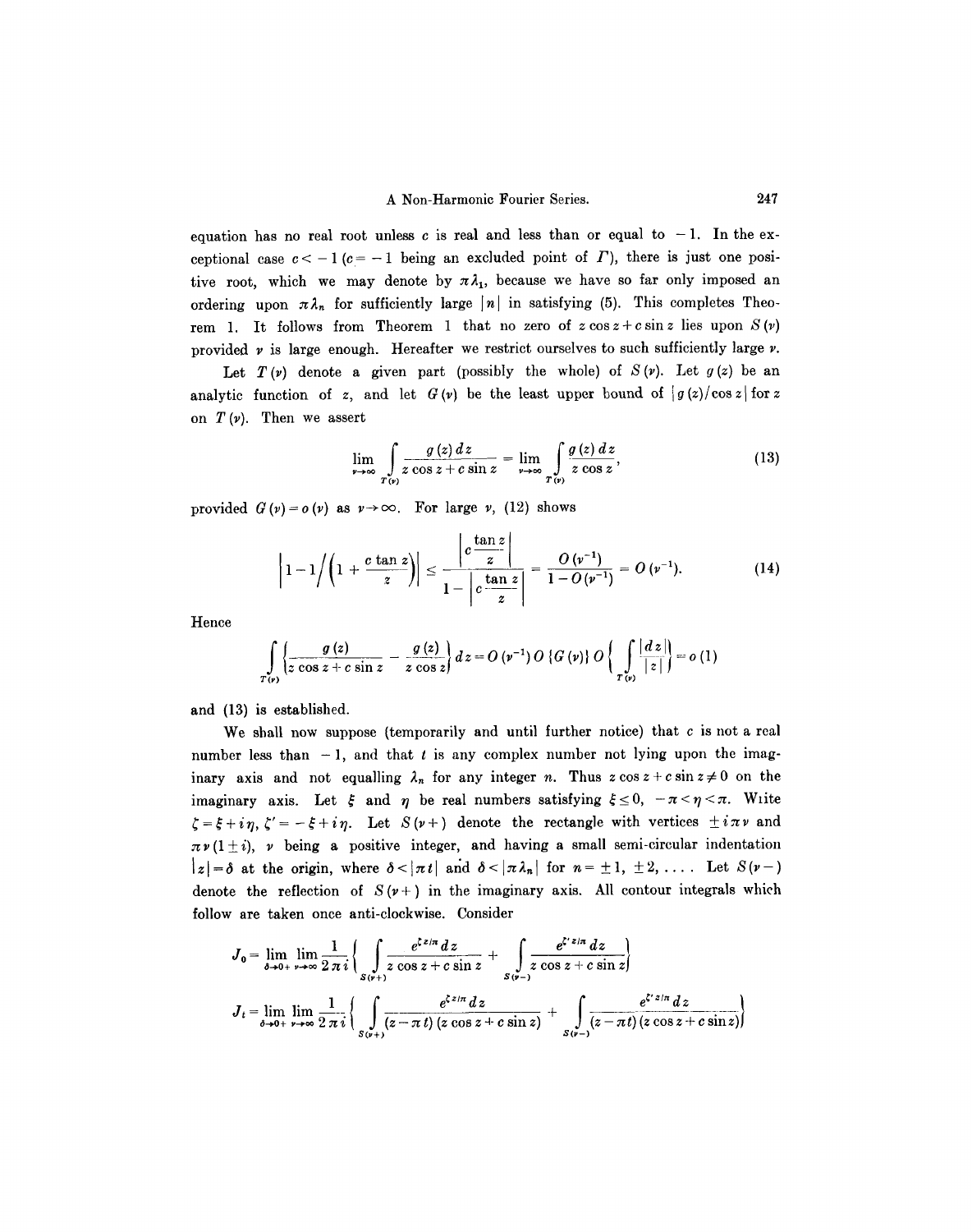equation has no real root unless $c$ is real and less than or equal to $-1$. In the exceptional case $c < -1$ ($c = -1$ being an excluded point of $\Gamma$), there is just one positive root, which we may denote by $\pi\lambda_1$, because we have so far only imposed an ordering upon $\pi\lambda_n$ for sufficiently large $|n|$ in satisfying (5). This completes Theorem 1. It follows from Theorem 1 that no zero of $z\cos z + c\sin z$ lies upon $S(\nu)$ provided $\nu$ is large enough. Hereafter we restrict ourselves to such sufficiently large $\nu$.

Let $T(\nu)$ denote a given part (possibly the whole) of $S(\nu)$. Let $g(z)$ be an analytic function of $z$, and let $G(\nu)$ be the least upper bound of $|g(z)/\cos z|$ for $z$ on $T(\nu)$. Then we assert

$$\lim_{\nu\to\infty} \int_{T(\nu)} \frac{g(z)\,dz}{z\cos z + c\sin z} = \lim_{\nu\to\infty} \int_{T(\nu)} \frac{g(z)\,dz}{z\cos z}, \tag{13}$$

provided $G(\nu) = o(\nu)$ as $\nu\to\infty$. For large $\nu$, (12) shows

$$\left|1 - 1\Big/\left(1 + \frac{c\tan z}{z}\right)\right| \le \frac{\left|c\dfrac{\tan z}{z}\right|}{1 - \left|c\dfrac{\tan z}{z}\right|} = \frac{O(\nu^{-1})}{1 - O(\nu^{-1})} = O(\nu^{-1}). \tag{14}$$

Hence

$$\int_{T(\nu)} \left\{\frac{g(z)}{z\cos z + c\sin z} - \frac{g(z)}{z\cos z}\right\} dz = O(\nu^{-1})\,O\{G(\nu)\}\,O\left\{\int_{T(\nu)} \frac{|dz|}{|z|}\right\} = o(1)$$

and (13) is established.

We shall now suppose (temporarily and until further notice) that $c$ is not a real number less than $-1$, and that $t$ is any complex number not lying upon the imaginary axis and not equalling $\lambda_n$ for any integer $n$. Thus $z\cos z + c\sin z \neq 0$ on the imaginary axis. Let $\xi$ and $\eta$ be real numbers satisfying $\xi \le 0$, $-\pi < \eta < \pi$. Write $\zeta = \xi + i\eta$, $\zeta' = -\xi + i\eta$. Let $S(\nu+)$ denote the rectangle with vertices $\pm i\pi\nu$ and $\pi\nu(1\pm i)$, $\nu$ being a positive integer, and having a small semi-circular indentation $|z| = \delta$ at the origin, where $\delta < |\pi t|$ and $\delta < |\pi\lambda_n|$ for $n = \pm 1, \pm 2, \ldots$. Let $S(\nu-)$ denote the reflection of $S(\nu+)$ in the imaginary axis. All contour integrals which follow are taken once anti-clockwise. Consider

$$J_0 = \lim_{\delta\to 0+} \lim_{\nu\to\infty} \frac{1}{2\pi i}\left\{\int_{S(\nu+)} \frac{e^{\zeta z/\pi}\,dz}{z\cos z + c\sin z} + \int_{S(\nu-)} \frac{e^{\zeta' z/\pi}\,dz}{z\cos z + c\sin z}\right\}$$

$$J_t = \lim_{\delta\to 0+} \lim_{\nu\to\infty} \frac{1}{2\pi i}\left\{\int_{S(\nu+)} \frac{e^{\zeta z/\pi}\,dz}{(z-\pi t)(z\cos z + c\sin z)} + \int_{S(\nu-)} \frac{e^{\zeta' z/\pi}\,dz}{(z-\pi t)(z\cos z + c\sin z)}\right\}$$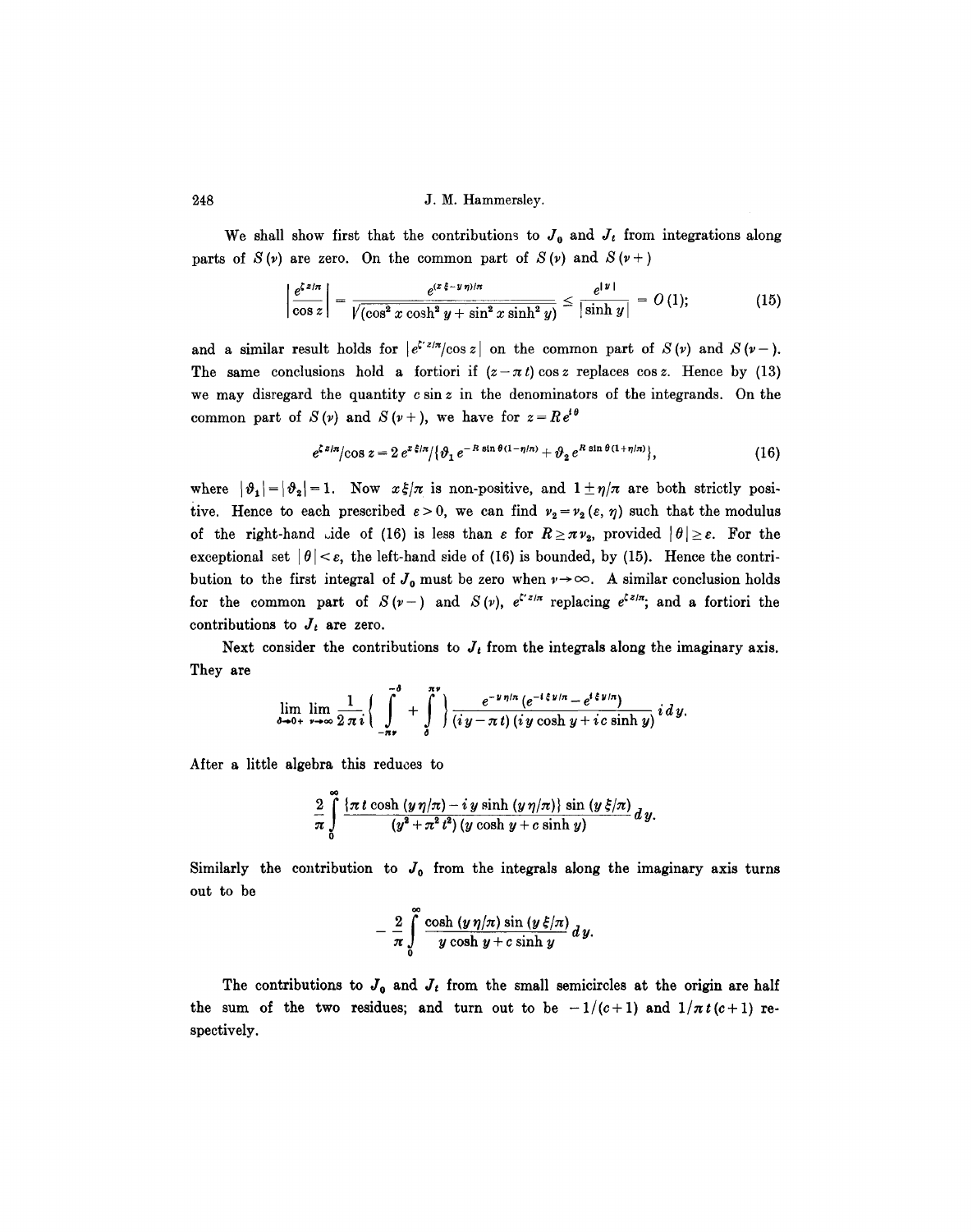We shall show first that the contributions to $J_0$ and $J_t$ from integrations along parts of $S(\nu)$ are zero. On the common part of $S(\nu)$ and $S(\nu+)$

$$\left|\frac{e^{\zeta z/\pi}}{\cos z}\right| = \frac{e^{(x\xi - y\eta)/\pi}}{\sqrt{(\cos^2 x \cosh^2 y + \sin^2 x \sinh^2 y)}} \leq \frac{e^{|y|}}{|\sinh y|} = O(1); \tag{15}$$

and a similar result holds for $|e^{\zeta' z/\pi}/\cos z|$ on the common part of $S(\nu)$ and $S(\nu-)$. The same conclusions hold a fortiori if $(z-\pi t)\cos z$ replaces $\cos z$. Hence by (13) we may disregard the quantity $c \sin z$ in the denominators of the integrands. On the common part of $S(\nu)$ and $S(\nu+)$, we have for $z = Re^{i\theta}$

$$e^{\zeta z/\pi}/\cos z = 2\, e^{x\xi/\pi}/\{\vartheta_1 e^{-R\sin\theta(1-\eta/\pi)} + \vartheta_2 e^{R\sin\theta(1+\eta/\pi)}\}, \tag{16}$$

where $|\vartheta_1| = |\vartheta_2| = 1$. Now $x\xi/\pi$ is non-positive, and $1 \pm \eta/\pi$ are both strictly positive. Hence to each prescribed $\varepsilon > 0$, we can find $\nu_2 = \nu_2(\varepsilon, \eta)$ such that the modulus of the right-hand side of (16) is less than $\varepsilon$ for $R \geq \pi\nu_2$, provided $|\theta| \geq \varepsilon$. For the exceptional set $|\theta| < \varepsilon$, the left-hand side of (16) is bounded, by (15). Hence the contribution to the first integral of $J_0$ must be zero when $\nu \to \infty$. A similar conclusion holds for the common part of $S(\nu-)$ and $S(\nu)$, $e^{\zeta' z/\pi}$ replacing $e^{\zeta z/\pi}$; and a fortiori the contributions to $J_t$ are zero.

Next consider the contributions to $J_t$ from the integrals along the imaginary axis. They are

$$\lim_{\delta\to 0+}\lim_{\nu\to\infty}\frac{1}{2\pi i}\left\{\int_{-\pi\nu}^{-\delta} + \int_{\delta}^{\pi\nu}\right\}\frac{e^{-y\eta/\pi}(e^{-i\xi y/\pi} - e^{i\xi y/\pi})}{(iy - \pi t)(iy\cosh y + ic\sinh y)}\, i\, dy.$$

After a little algebra this reduces to

$$\frac{2}{\pi}\int_0^\infty \frac{\{\pi t\cosh(y\eta/\pi) - iy\sinh(y\eta/\pi)\}\sin(y\xi/\pi)}{(y^2 + \pi^2 t^2)(y\cosh y + c\sinh y)}\, dy.$$

Similarly the contribution to $J_0$ from the integrals along the imaginary axis turns out to be

$$-\frac{2}{\pi}\int_0^\infty \frac{\cosh(y\eta/\pi)\sin(y\xi/\pi)}{y\cosh y + c\sinh y}\, dy.$$

The contributions to $J_0$ and $J_t$ from the small semicircles at the origin are half the sum of the two residues; and turn out to be $-1/(c+1)$ and $1/\pi t(c+1)$ respectively.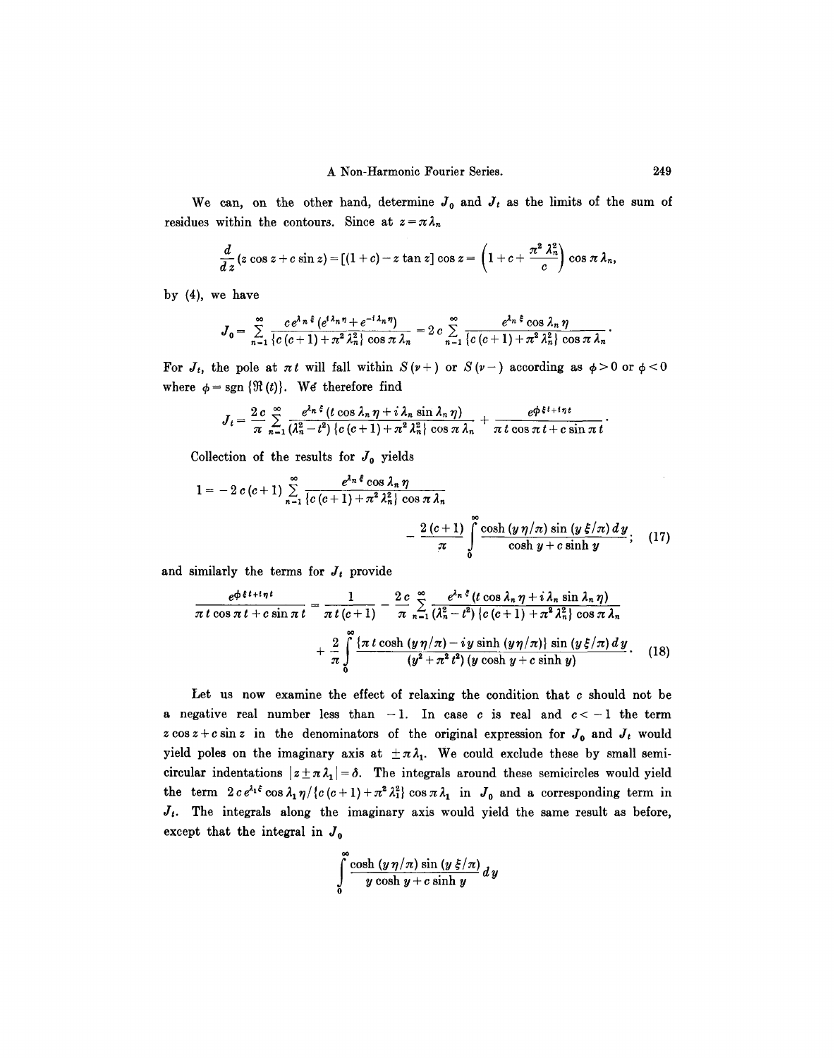We can, on the other hand, determine $J_0$ and $J_t$ as the limits of the sum of residues within the contours. Since at $z = \pi \lambda_n$

$$\frac{d}{d\,z}(z \cos z + c \sin z) = [(1+c) - z \tan z] \cos z = \left(1 + c + \frac{\pi^2 \lambda_n^2}{c}\right) \cos \pi \lambda_n,$$

by (4), we have

$$J_0 = \sum_{n=1}^{\infty} \frac{c\, e^{\lambda_n \xi} (e^{i \lambda_n \eta} + e^{-i \lambda_n \eta})}{\{c(c+1) + \pi^2 \lambda_n^2\} \cos \pi \lambda_n} = 2\,c \sum_{n=1}^{\infty} \frac{e^{\lambda_n \xi} \cos \lambda_n \eta}{\{c(c+1) + \pi^2 \lambda_n^2\} \cos \pi \lambda_n}.$$

For $J_t$, the pole at $\pi t$ will fall within $S(\nu+)$ or $S(\nu-)$ according as $\phi > 0$ or $\phi < 0$ where $\phi = \operatorname{sgn}\{\Re(t)\}$. We therefore find

$$J_t = \frac{2\,c}{\pi} \sum_{n=1}^{\infty} \frac{e^{\lambda_n \xi} (t \cos \lambda_n \eta + i \lambda_n \sin \lambda_n \eta)}{(\lambda_n^2 - t^2)\{c(c+1) + \pi^2 \lambda_n^2\} \cos \pi \lambda_n} + \frac{e^{\phi \xi t + i \eta t}}{\pi t \cos \pi t + c \sin \pi t}.$$

Collection of the results for $J_0$ yields

$$1 = -2\,c(c+1) \sum_{n=1}^{\infty} \frac{e^{\lambda_n \xi} \cos \lambda_n \eta}{\{c(c+1) + \pi^2 \lambda_n^2\} \cos \pi \lambda_n} - \frac{2(c+1)}{\pi} \int_0^{\infty} \frac{\cosh(y\eta/\pi) \sin(y\xi/\pi)\, d\,y}{\cosh y + c \sinh y}; \tag{17}$$

and similarly the terms for $J_t$ provide

$$\frac{e^{\phi \xi t + i \eta t}}{\pi t \cos \pi t + c \sin \pi t} = \frac{1}{\pi t (c+1)} - \frac{2\,c}{\pi} \sum_{n=1}^{\infty} \frac{e^{\lambda_n \xi} (t \cos \lambda_n \eta + i \lambda_n \sin \lambda_n \eta)}{(\lambda_n^2 - t^2)\{c(c+1) + \pi^2 \lambda_n^2\} \cos \pi \lambda_n} + \frac{2}{\pi} \int_0^{\infty} \frac{\{\pi t \cosh(y\eta/\pi) - i y \sinh(y\eta/\pi)\} \sin(y\xi/\pi)\, d\,y}{(y^2 + \pi^2 t^2)(y \cosh y + c \sinh y)}. \tag{18}$$

Let us now examine the effect of relaxing the condition that $c$ should not be a negative real number less than $-1$. In case $c$ is real and $c < -1$ the term $z \cos z + c \sin z$ in the denominators of the original expression for $J_0$ and $J_t$ would yield poles on the imaginary axis at $\pm \pi \lambda_1$. We could exclude these by small semicircular indentations $|z \pm \pi \lambda_1| = \delta$. The integrals around these semicircles would yield the term $2\,c\,e^{\lambda_1 \xi} \cos \lambda_1 \eta / \{c(c+1) + \pi^2 \lambda_1^2\} \cos \pi \lambda_1$ in $J_0$ and a corresponding term in $J_t$. The integrals along the imaginary axis would yield the same result as before, except that the integral in $J_0$

$$\int_0^{\infty} \frac{\cosh(y\eta/\pi) \sin(y\xi/\pi)}{y \cosh y + c \sinh y}\, d\,y$$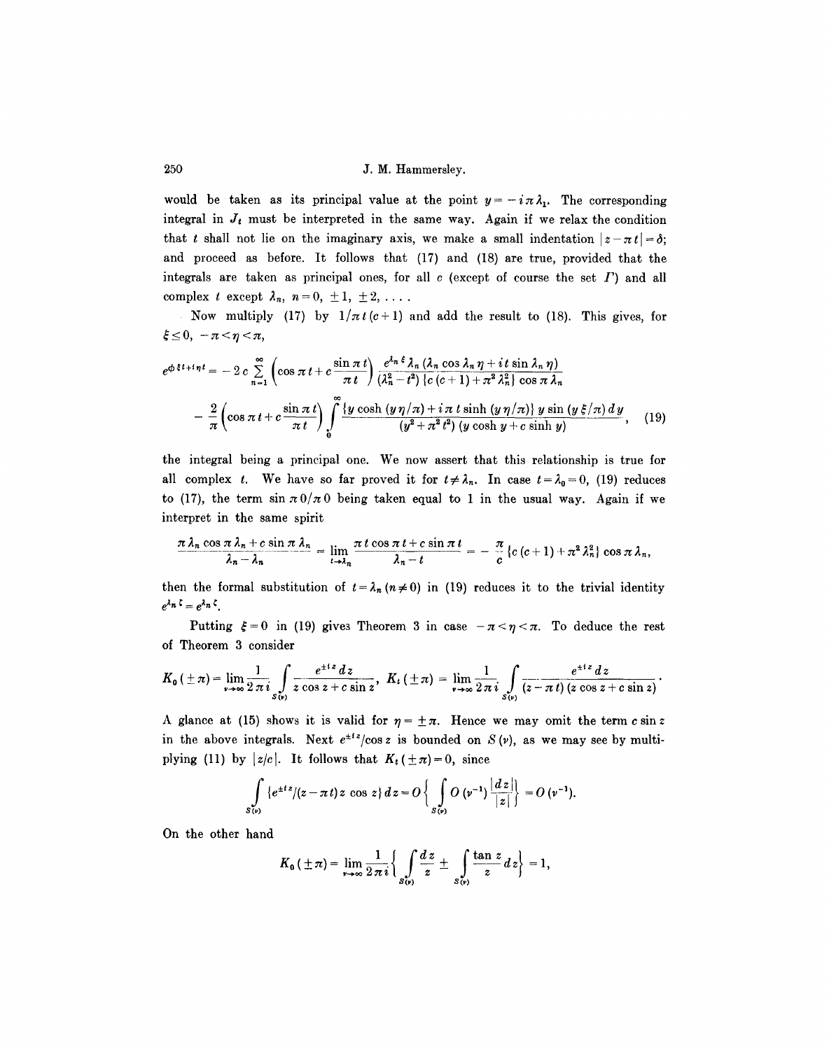would be taken as its principal value at the point $y = -i\pi\lambda_1$. The corresponding integral in $J_t$ must be interpreted in the same way. Again if we relax the condition that $t$ shall not lie on the imaginary axis, we make a small indentation $|z - \pi t| = \delta$; and proceed as before. It follows that (17) and (18) are true, provided that the integrals are taken as principal ones, for all $c$ (except of course the set $\Gamma$) and all complex $t$ except $\lambda_n$, $n = 0, \pm 1, \pm 2, \ldots$.

Now multiply (17) by $1/\pi t(c+1)$ and add the result to (18). This gives, for $\xi \leq 0$, $-\pi < \eta < \pi$,

$$e^{\phi \xi t + i \eta t} = -2c \sum_{n=1}^{\infty} \left(\cos \pi t + c \frac{\sin \pi t}{\pi t}\right) \frac{e^{\lambda_n \xi} \lambda_n (\lambda_n \cos \lambda_n \eta + i t \sin \lambda_n \eta)}{(\lambda_n^2 - t^2)\{c(c+1) + \pi^2 \lambda_n^2\} \cos \pi \lambda_n}$$

$$- \frac{2}{\pi}\left(\cos \pi t + c \frac{\sin \pi t}{\pi t}\right) \int_0^{\infty} \frac{\{y \cosh (y\eta/\pi) + i\pi t \sinh (y\eta/\pi)\}\, y \sin (y\xi/\pi)\, dy}{(y^2 + \pi^2 t^2)(y \cosh y + c \sinh y)}, \tag{19}$$

the integral being a principal one. We now assert that this relationship is true for all complex $t$. We have so far proved it for $t \neq \lambda_n$. In case $t = \lambda_0 = 0$, (19) reduces to (17), the term $\sin \pi 0/\pi 0$ being taken equal to 1 in the usual way. Again if we interpret in the same spirit

$$\frac{\pi \lambda_n \cos \pi \lambda_n + c \sin \pi \lambda_n}{\lambda_n - \lambda_n} = \lim_{t \to \lambda_n} \frac{\pi t \cos \pi t + c \sin \pi t}{\lambda_n - t} = -\frac{\pi}{c}\{c(c+1) + \pi^2 \lambda_n^2\} \cos \pi \lambda_n,$$

then the formal substitution of $t = \lambda_n$ $(n \neq 0)$ in (19) reduces it to the trivial identity $e^{\lambda_n \zeta} = e^{\lambda_n \zeta}$.

Putting $\xi = 0$ in (19) gives Theorem 3 in case $-\pi < \eta < \pi$. To deduce the rest of Theorem 3 consider

$$K_0(\pm\pi) = \lim_{\nu \to \infty} \frac{1}{2\pi i} \int_{S(\nu)} \frac{e^{\pm i z}\, dz}{z \cos z + c \sin z}, \quad K_t(\pm\pi) = \lim_{\nu \to \infty} \frac{1}{2\pi i} \int_{S(\nu)} \frac{e^{\pm i z}\, dz}{(z - \pi t)(z \cos z + c \sin z)}.$$

A glance at (15) shows it is valid for $\eta = \pm\pi$. Hence we may omit the term $c \sin z$ in the above integrals. Next $e^{\pm i z}/\cos z$ is bounded on $S(\nu)$, as we may see by multiplying (11) by $|z/c|$. It follows that $K_t(\pm\pi) = 0$, since

$$\int_{S(\nu)} \{e^{\pm i z}/(z - \pi t) z \cos z\}\, dz = O\left\{\int_{S(\nu)} O(\nu^{-1}) \frac{|dz|}{|z|}\right\} = O(\nu^{-1}).$$

On the other hand

$$K_0(\pm\pi) = \lim_{\nu \to \infty} \frac{1}{2\pi i}\left\{\int_{S(\nu)} \frac{dz}{z} \pm \int_{S(\nu)} \frac{\tan z}{z}\, dz\right\} = 1,$$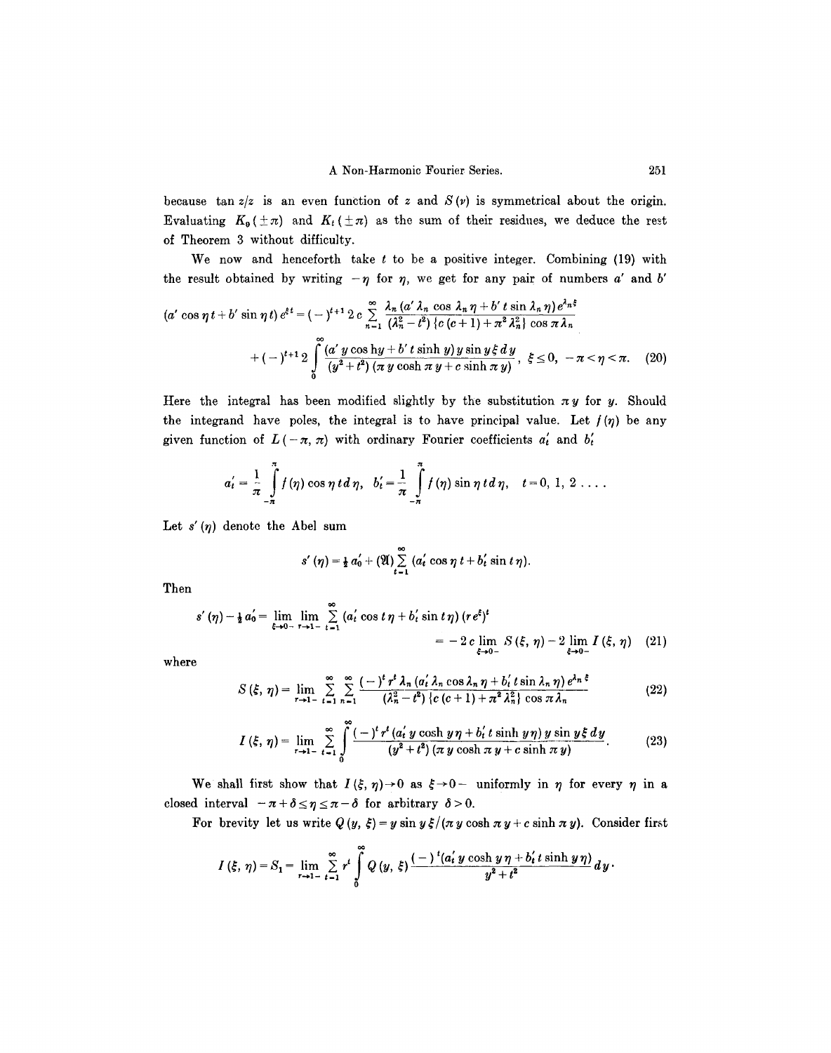because $\tan z/z$ is an even function of $z$ and $S(\nu)$ is symmetrical about the origin. Evaluating $K_0(\pm\pi)$ and $K_t(\pm\pi)$ as the sum of their residues, we deduce the rest of Theorem 3 without difficulty.

We now and henceforth take $t$ to be a positive integer. Combining (19) with the result obtained by writing $-\eta$ for $\eta$, we get for any pair of numbers $a'$ and $b'$

$$(a' \cos \eta t + b' \sin \eta t) e^{\xi t} = (-)^{t+1} 2c \sum_{n=1}^{\infty} \frac{\lambda_n (a' \lambda_n \cos \lambda_n \eta + b' t \sin \lambda_n \eta) e^{\lambda_n \xi}}{(\lambda_n^2 - t^2)\{c(c+1) + \pi^2 \lambda_n^2\} \cos \pi \lambda_n}$$

$$+ (-)^{t+1} 2 \int_0^{\infty} \frac{(a' y \cosh y + b' t \sinh y) y \sin y \xi \, dy}{(y^2 + t^2)(\pi y \cosh \pi y + c \sinh \pi y)}, \quad \xi \leq 0, \quad -\pi < \eta < \pi. \tag{20}$$

Here the integral has been modified slightly by the substitution $\pi y$ for $y$. Should the integrand have poles, the integral is to have principal value. Let $f(\eta)$ be any given function of $L(-\pi, \pi)$ with ordinary Fourier coefficients $a_t'$ and $b_t'$

$$a_t' = \frac{1}{\pi} \int_{-\pi}^{\pi} f(\eta) \cos \eta t \, d\eta, \quad b_t' = \frac{1}{\pi} \int_{-\pi}^{\pi} f(\eta) \sin \eta t \, d\eta, \quad t = 0, 1, 2 \ldots .$$

Let $s'(\eta)$ denote the Abel sum

$$s'(\eta) = \tfrac{1}{2} a_0' + (\mathfrak{A}) \sum_{t=1}^{\infty} (a_t' \cos \eta t + b_t' \sin t \eta).$$

Then

$$s'(\eta) - \tfrac{1}{2} a_0' = \lim_{\xi \to 0-} \lim_{r \to 1-} \sum_{t=1}^{\infty} (a_t' \cos t\eta + b_t' \sin t\eta)(r e^{\xi})^t$$

$$= -2c \lim_{\xi \to 0-} S(\xi, \eta) - 2 \lim_{\xi \to 0-} I(\xi, \eta) \tag{21}$$

where

$$S(\xi, \eta) = \lim_{r \to 1-} \sum_{t=1}^{\infty} \sum_{n=1}^{\infty} \frac{(-)^t r^t \lambda_n (a_t' \lambda_n \cos \lambda_n \eta + b_t' t \sin \lambda_n \eta) e^{\lambda_n \xi}}{(\lambda_n^2 - t^2)\{c(c+1) + \pi^2 \lambda_n^2\} \cos \pi \lambda_n} \tag{22}$$

$$I(\xi, \eta) = \lim_{r \to 1-} \sum_{t=1}^{\infty} \int_0^{\infty} \frac{(-)^t r^t (a_t' y \cosh y\eta + b_t' t \sinh y\eta) y \sin y\xi \, dy}{(y^2 + t^2)(\pi y \cosh \pi y + c \sinh \pi y)}. \tag{23}$$

We shall first show that $I(\xi, \eta) \to 0$ as $\xi \to 0-$ uniformly in $\eta$ for every $\eta$ in a closed interval $-\pi + \delta \leq \eta \leq \pi - \delta$ for arbitrary $\delta > 0$.

For brevity let us write $Q(y, \xi) = y \sin y\xi / (\pi y \cosh \pi y + c \sinh \pi y)$. Consider first

$$I(\xi, \eta) = S_1 = \lim_{r \to 1-} \sum_{t=1}^{\infty} r^t \int_0^{\infty} Q(y, \xi) \frac{(-)^t (a_t' y \cosh y\eta + b_t' t \sinh y\eta)}{y^2 + t^2} dy.$$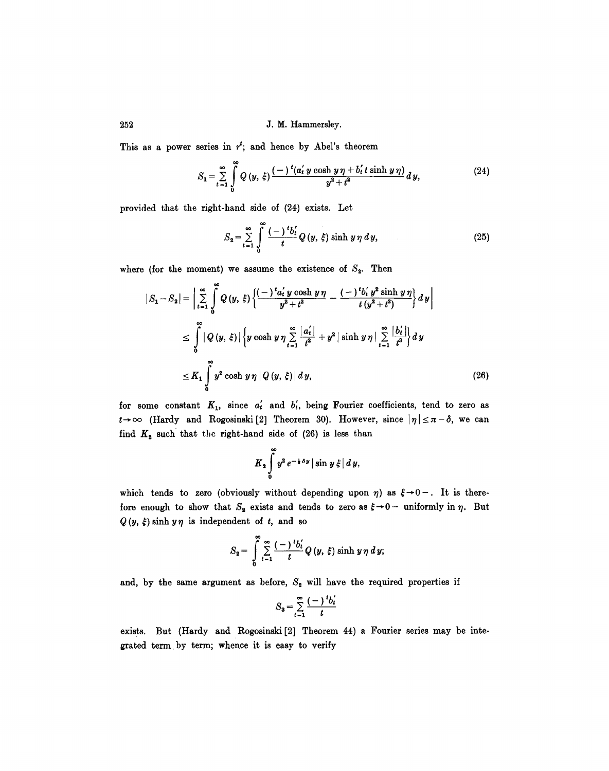This as a power series in $r^t$; and hence by Abel's theorem

$$S_1 = \sum_{t=1}^{\infty} \int_0^{\infty} Q(y, \xi) \frac{(-)^t (a_t' y \cosh y\eta + b_t' t \sinh y\eta)}{y^2 + t^2} dy, \tag{24}$$

provided that the right-hand side of (24) exists. Let

$$S_2 = \sum_{t=1}^{\infty} \int_0^{\infty} \frac{(-)^t b_t'}{t} Q(y, \xi) \sinh y\eta \, dy, \tag{25}$$

where (for the moment) we assume the existence of $S_2$. Then

$$\begin{aligned}
|S_1 - S_2| &= \left| \sum_{t=1}^{\infty} \int_0^{\infty} Q(y, \xi) \left\{ \frac{(-)^t a_t' y \cosh y\eta}{y^2 + t^2} - \frac{(-)^t b_t' y^2 \sinh y\eta}{t(y^2 + t^2)} \right\} dy \right| \\
&\leq \int_0^{\infty} |Q(y, \xi)| \left\{ y \cosh y\eta \sum_{t=1}^{\infty} \frac{|a_t'|}{t^2} + y^2 |\sinh y\eta| \sum_{t=1}^{\infty} \frac{|b_t'|}{t^3} \right\} dy \\
&\leq K_1 \int_0^{\infty} y^2 \cosh y\eta \, |Q(y, \xi)| \, dy,
\end{aligned} \tag{26}$$

for some constant $K_1$, since $a_t'$ and $b_t'$, being Fourier coefficients, tend to zero as $t \to \infty$ (Hardy and Rogosinski [2] Theorem 30). However, since $|\eta| \leq \pi - \delta$, we can find $K_2$ such that the right-hand side of (26) is less than

$$K_2 \int_0^{\infty} y^2 e^{-\frac{1}{2}\delta y} |\sin y\xi| \, dy,$$

which tends to zero (obviously without depending upon $\eta$) as $\xi \to 0-$. It is therefore enough to show that $S_2$ exists and tends to zero as $\xi \to 0-$ uniformly in $\eta$. But $Q(y, \xi) \sinh y\eta$ is independent of $t$, and so

$$S_2 = \int_0^{\infty} \sum_{t=1}^{\infty} \frac{(-)^t b_t'}{t} Q(y, \xi) \sinh y\eta \, dy;$$

and, by the same argument as before, $S_2$ will have the required properties if

$$S_3 = \sum_{t=1}^{\infty} \frac{(-)^t b_t'}{t}$$

exists. But (Hardy and Rogosinski [2] Theorem 44) a Fourier series may be integrated term by term; whence it is easy to verify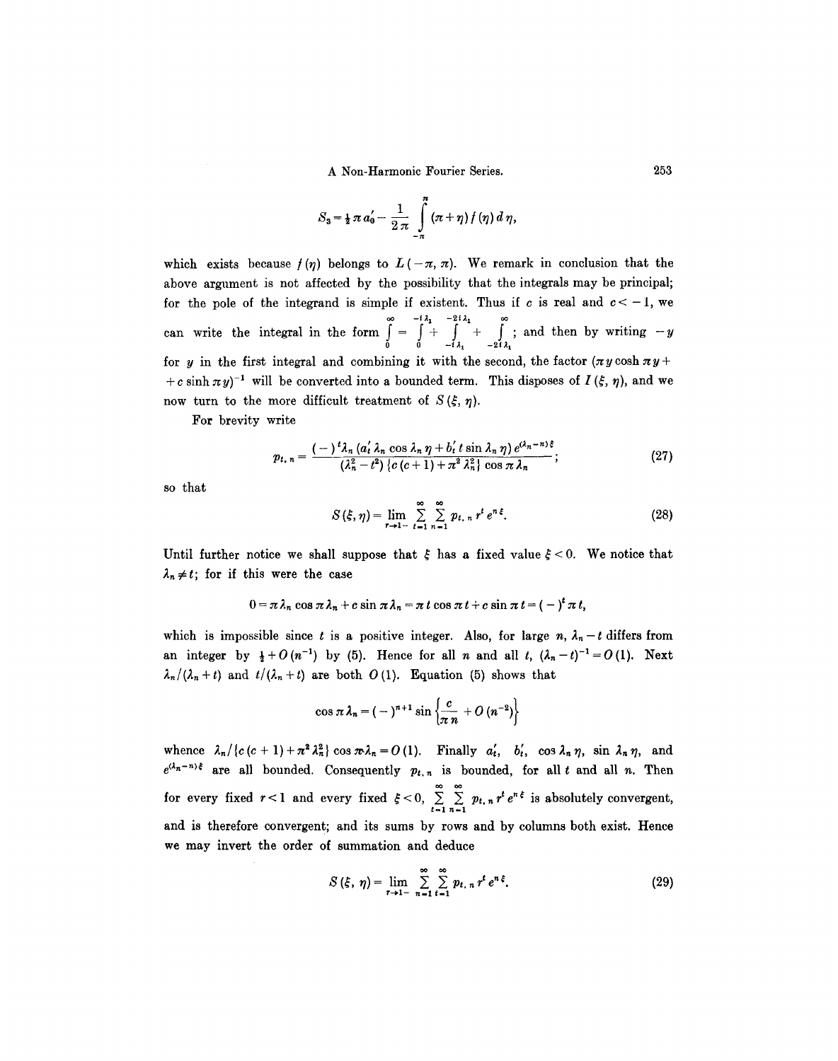$$S_3 = \tfrac{1}{2}\pi a_0' - \frac{1}{2\pi}\int_{-\pi}^{\pi} (\pi + \eta) f(\eta)\, d\eta,$$

which exists because $f(\eta)$ belongs to $L(-\pi, \pi)$. We remark in conclusion that the above argument is not affected by the possibility that the integrals may be principal; for the pole of the integrand is simple if existent. Thus if $c$ is real and $c < -1$, we can write the integral in the form $\int_0^{\infty} = \int_0^{-i\lambda_1} + \int_{-i\lambda_1}^{-2i\lambda_1} + \int_{-2i\lambda_1}^{\infty}$; and then by writing $-y$ for $y$ in the first integral and combining it with the second, the factor $(\pi y \cosh \pi y + c \sinh \pi y)^{-1}$ will be converted into a bounded term. This disposes of $I(\xi, \eta)$, and we now turn to the more difficult treatment of $S(\xi, \eta)$.

For brevity write

$$p_{t,n} = \frac{(-)^t \lambda_n (a_t' \lambda_n \cos \lambda_n \eta + b_t' t \sin \lambda_n \eta) e^{(\lambda_n - n)\xi}}{(\lambda_n^2 - t^2)\{c(c+1) + \pi^2 \lambda_n^2\} \cos \pi \lambda_n}; \tag{27}$$

so that

$$S(\xi, \eta) = \lim_{r \to 1-} \sum_{t=1}^{\infty} \sum_{n=1}^{\infty} p_{t,n} r^t e^{n\xi}. \tag{28}$$

Until further notice we shall suppose that $\xi$ has a fixed value $\xi < 0$. We notice that $\lambda_n \neq t$; for if this were the case

$$0 = \pi \lambda_n \cos \pi \lambda_n + c \sin \pi \lambda_n = \pi t \cos \pi t + c \sin \pi t = (-)^t \pi t,$$

which is impossible since $t$ is a positive integer. Also, for large $n$, $\lambda_n - t$ differs from an integer by $\frac{1}{2} + O(n^{-1})$ by (5). Hence for all $n$ and all $t$, $(\lambda_n - t)^{-1} = O(1)$. Next $\lambda_n/(\lambda_n + t)$ and $t/(\lambda_n + t)$ are both $O(1)$. Equation (5) shows that

$$\cos \pi \lambda_n = (-)^{n+1} \sin \left\{\frac{c}{\pi n} + O(n^{-2})\right\}$$

whence $\lambda_n / \{c(c+1) + \pi^2 \lambda_n^2\} \cos \pi \lambda_n = O(1)$. Finally $a_t'$, $b_t'$, $\cos \lambda_n \eta$, $\sin \lambda_n \eta$, and $e^{(\lambda_n - n)\xi}$ are all bounded. Consequently $p_{t,n}$ is bounded, for all $t$ and all $n$. Then for every fixed $r < 1$ and every fixed $\xi < 0$, $\sum_{t=1}^{\infty} \sum_{n=1}^{\infty} p_{t,n} r^t e^{n\xi}$ is absolutely convergent, and is therefore convergent; and its sums by rows and by columns both exist. Hence we may invert the order of summation and deduce

$$S(\xi, \eta) = \lim_{r \to 1-} \sum_{n=1}^{\infty} \sum_{t=1}^{\infty} p_{t,n} r^t e^{n\xi}. \tag{29}$$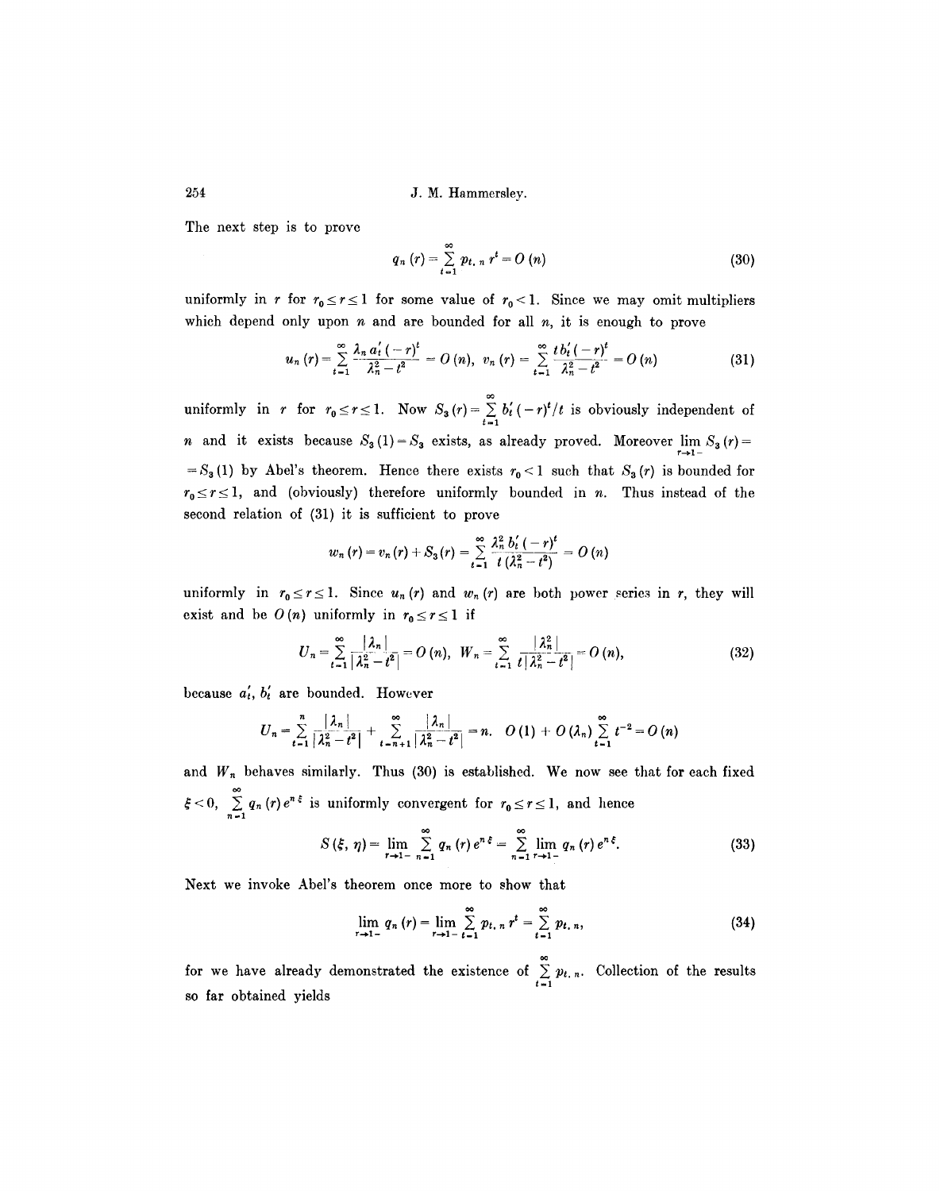The next step is to prove

$$q_n(r) = \sum_{t=1}^{\infty} p_{t,\,n}\, r^t = O(n) \tag{30}$$

uniformly in $r$ for $r_0 \leq r \leq 1$ for some value of $r_0 < 1$. Since we may omit multipliers which depend only upon $n$ and are bounded for all $n$, it is enough to prove

$$u_n(r) = \sum_{t=1}^{\infty} \frac{\lambda_n\, a_t'(-r)^t}{\lambda_n^2 - t^2} = O(n), \quad v_n(r) = \sum_{t=1}^{\infty} \frac{t\, b_t'(-r)^t}{\lambda_n^2 - t^2} = O(n) \tag{31}$$

uniformly in $r$ for $r_0 \leq r \leq 1$. Now $S_3(r) = \sum_{t=1}^{\infty} b_t'(-r)^t/t$ is obviously independent of $n$ and it exists because $S_3(1) = S_3$ exists, as already proved. Moreover $\lim_{r \to 1-} S_3(r) = S_3(1)$ by Abel's theorem. Hence there exists $r_0 < 1$ such that $S_3(r)$ is bounded for $r_0 \leq r \leq 1$, and (obviously) therefore uniformly bounded in $n$. Thus instead of the second relation of (31) it is sufficient to prove

$$w_n(r) = v_n(r) + S_3(r) = \sum_{t=1}^{\infty} \frac{\lambda_n^2\, b_t'(-r)^t}{t\,(\lambda_n^2 - t^2)} = O(n)$$

uniformly in $r_0 \leq r \leq 1$. Since $u_n(r)$ and $w_n(r)$ are both power series in $r$, they will exist and be $O(n)$ uniformly in $r_0 \leq r \leq 1$ if

$$U_n = \sum_{t=1}^{\infty} \frac{|\lambda_n|}{|\lambda_n^2 - t^2|} = O(n), \quad W_n = \sum_{t=1}^{\infty} \frac{|\lambda_n^2|}{t\,|\lambda_n^2 - t^2|} = O(n), \tag{32}$$

because $a_t'$, $b_t'$ are bounded. However

$$U_n = \sum_{t=1}^{n} \frac{|\lambda_n|}{|\lambda_n^2 - t^2|} + \sum_{t=n+1}^{\infty} \frac{|\lambda_n|}{|\lambda_n^2 - t^2|} = n.\ O(1) + O(\lambda_n) \sum_{t=1}^{\infty} t^{-2} = O(n)$$

and $W_n$ behaves similarly. Thus (30) is established. We now see that for each fixed $\xi < 0$, $\sum_{n=1}^{\infty} q_n(r)\, e^{n\xi}$ is uniformly convergent for $r_0 \leq r \leq 1$, and hence

$$S(\xi, \eta) = \lim_{r \to 1-} \sum_{n=1}^{\infty} q_n(r)\, e^{n\xi} = \sum_{n=1}^{\infty} \lim_{r \to 1-} q_n(r)\, e^{n\xi}. \tag{33}$$

Next we invoke Abel's theorem once more to show that

$$\lim_{r \to 1-} q_n(r) = \lim_{r \to 1-} \sum_{t=1}^{\infty} p_{t,\,n}\, r^t = \sum_{t=1}^{\infty} p_{t,\,n}, \tag{34}$$

for we have already demonstrated the existence of $\sum_{t=1}^{\infty} p_{t,\,n}$. Collection of the results so far obtained yields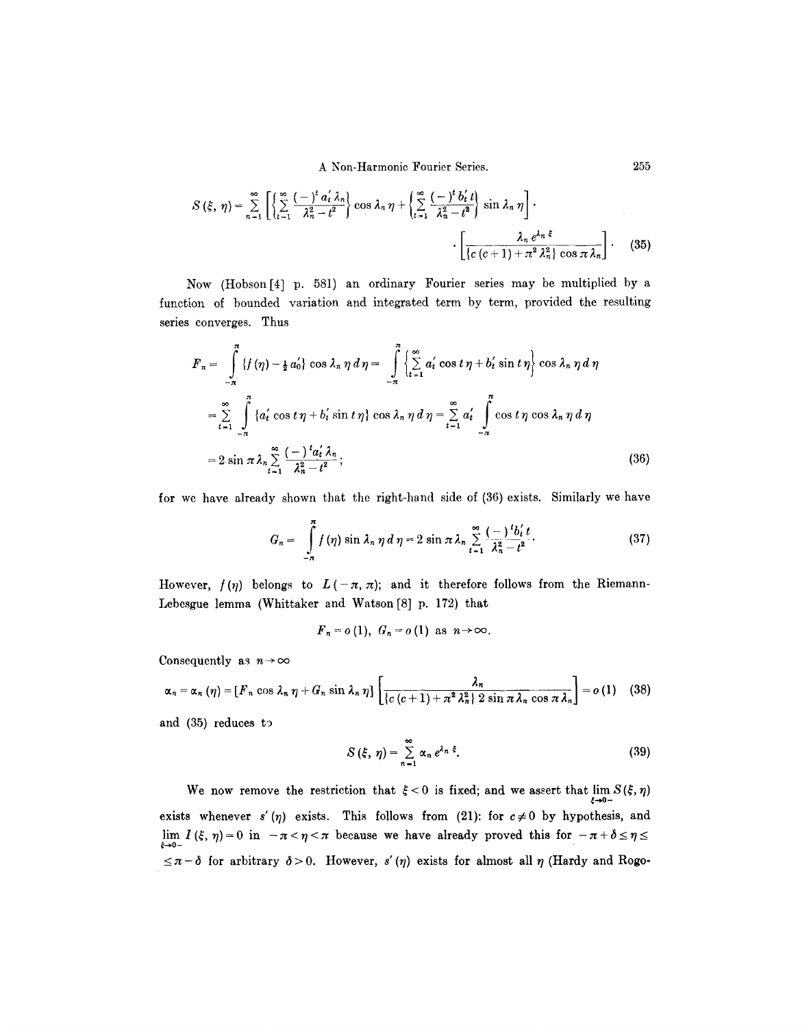$$S(\xi, \eta) = \sum_{n=1}^{\infty} \left[ \left\{ \sum_{t=1}^{\infty} \frac{(-)^t a_t' \lambda_n}{\lambda_n^2 - t^2} \right\} \cos \lambda_n \eta + \left\{ \sum_{t=1}^{\infty} \frac{(-)^t b_t' t}{\lambda_n^2 - t^2} \right\} \sin \lambda_n \eta \right] \cdot \left[ \frac{\lambda_n e^{\lambda_n \xi}}{\{c(c+1) + \pi^2 \lambda_n^2\} \cos \pi \lambda_n} \right]. \tag{35}$$

Now (Hobson [4] p. 581) an ordinary Fourier series may be multiplied by a function of bounded variation and integrated term by term, provided the resulting series converges. Thus

$$\begin{aligned} F_n &= \int_{-\pi}^{\pi} \{f(\eta) - \tfrac{1}{2} a_0'\} \cos \lambda_n \eta \, d\eta = \int_{-\pi}^{\pi} \left\{ \sum_{t=1}^{\infty} a_t' \cos t\eta + b_t' \sin t\eta \right\} \cos \lambda_n \eta \, d\eta \\ &= \sum_{t=1}^{\infty} \int_{-\pi}^{\pi} \{a_t' \cos t\eta + b_t' \sin t\eta\} \cos \lambda_n \eta \, d\eta = \sum_{t=1}^{\infty} a_t' \int_{-\pi}^{\pi} \cos t\eta \cos \lambda_n \eta \, d\eta \\ &= 2 \sin \pi \lambda_n \sum_{t=1}^{\infty} \frac{(-)^t a_t' \lambda_n}{\lambda_n^2 - t^2}; \end{aligned} \tag{36}$$

for we have already shown that the right-hand side of (36) exists. Similarly we have

$$G_n = \int_{-\pi}^{\pi} f(\eta) \sin \lambda_n \eta \, d\eta = 2 \sin \pi \lambda_n \sum_{t=1}^{\infty} \frac{(-)^t b_t' t}{\lambda_n^2 - t^2}. \tag{37}$$

However, $f(\eta)$ belongs to $L(-\pi, \pi)$; and it therefore follows from the Riemann-Lebesgue lemma (Whittaker and Watson [8] p. 172) that

$$F_n = o(1), \quad G_n = o(1) \quad \text{as} \quad n \to \infty.$$

Consequently as $n \to \infty$

$$\alpha_n = \alpha_n(\eta) = [F_n \cos \lambda_n \eta + G_n \sin \lambda_n \eta] \left[ \frac{\lambda_n}{\{c(c+1) + \pi^2 \lambda_n^2\} \, 2 \sin \pi \lambda_n \cos \pi \lambda_n} \right] = o(1) \tag{38}$$

and (35) reduces to

$$S(\xi, \eta) = \sum_{n=1}^{\infty} \alpha_n e^{\lambda_n \xi}. \tag{39}$$

We now remove the restriction that $\xi < 0$ is fixed; and we assert that $\lim_{\xi \to 0-} S(\xi, \eta)$ exists whenever $s'(\eta)$ exists. This follows from (21): for $c \neq 0$ by hypothesis, and $\lim_{\xi \to 0-} I(\xi, \eta) = 0$ in $-\pi < \eta < \pi$ because we have already proved this for $-\pi + \delta \leq \eta \leq \pi - \delta$ for arbitrary $\delta > 0$. However, $s'(\eta)$ exists for almost all $\eta$ (Hardy and Rogo-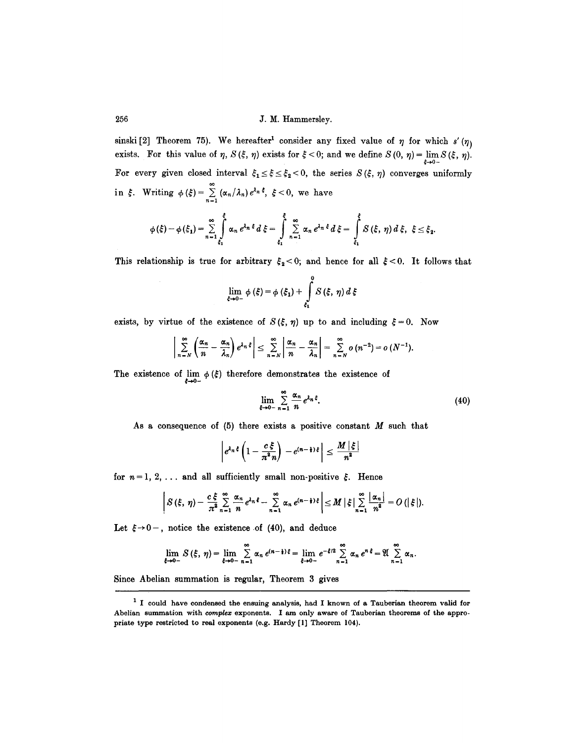sinski [2] Theorem 75). We hereafter[1] consider any fixed value of $\eta$ for which $s'(\eta)$ exists. For this value of $\eta$, $S(\xi, \eta)$ exists for $\xi < 0$; and we define $S(0, \eta) = \lim_{\xi \to 0-} S(\xi, \eta)$. For every given closed interval $\xi_1 \leq \xi \leq \xi_2 < 0$, the series $S(\xi, \eta)$ converges uniformly in $\xi$. Writing $\phi(\xi) = \sum_{n=1}^{\infty} (\alpha_n/\lambda_n) e^{\lambda_n \xi}$, $\xi < 0$, we have

$$\phi(\xi) - \phi(\xi_1) = \sum_{n=1}^{\infty} \int_{\xi_1}^{\xi} \alpha_n e^{\lambda_n \xi} d\xi = \int_{\xi_1}^{\xi} \sum_{n=1}^{\infty} \alpha_n e^{\lambda_n \xi} d\xi = \int_{\xi_1}^{\xi} S(\xi, \eta) d\xi, \quad \xi \leq \xi_2.$$

This relationship is true for arbitrary $\xi_2 < 0$; and hence for all $\xi < 0$. It follows that

$$\lim_{\xi \to 0-} \phi(\xi) = \phi(\xi_1) + \int_{\xi_1}^{0} S(\xi, \eta) d\xi$$

exists, by virtue of the existence of $S(\xi, \eta)$ up to and including $\xi = 0$. Now

$$\left| \sum_{n=N}^{\infty} \left( \frac{\alpha_n}{n} - \frac{\alpha_n}{\lambda_n} \right) e^{\lambda_n \xi} \right| \leq \sum_{n=N}^{\infty} \left| \frac{\alpha_n}{n} - \frac{\alpha_n}{\lambda_n} \right| = \sum_{n=N}^{\infty} o(n^{-2}) = o(N^{-1}).$$

The existence of $\lim_{\xi \to 0-} \phi(\xi)$ therefore demonstrates the existence of

$$\lim_{\xi \to 0-} \sum_{n=1}^{\infty} \frac{\alpha_n}{n} e^{\lambda_n \xi}. \tag{40}$$

As a consequence of (5) there exists a positive constant $M$ such that

$$\left| e^{\lambda_n \xi} \left( 1 - \frac{c\xi}{\pi^2 n} \right) - e^{(n - \frac{1}{2})\xi} \right| \leq \frac{M |\xi|}{n^2}$$

for $n = 1, 2, \ldots$ and all sufficiently small non-positive $\xi$. Hence

$$\left| S(\xi, \eta) - \frac{c\xi}{\pi^2} \sum_{n=1}^{\infty} \frac{\alpha_n}{n} e^{\lambda_n \xi} - \sum_{n=1}^{\infty} \alpha_n e^{(n - \frac{1}{2})\xi} \right| \leq M |\xi| \sum_{n=1}^{\infty} \frac{|\alpha_n|}{n^2} = O(|\xi|).$$

Let $\xi \to 0-$, notice the existence of (40), and deduce

$$\lim_{\xi \to 0-} S(\xi, \eta) = \lim_{\xi \to 0-} \sum_{n=1}^{\infty} \alpha_n e^{(n - \frac{1}{2})\xi} = \lim_{\xi \to 0-} e^{-\xi/2} \sum_{n=1}^{\infty} \alpha_n e^{n\xi} = \mathfrak{A} \sum_{n=1}^{\infty} \alpha_n.$$

Since Abelian summation is regular, Theorem 3 gives

---

[1] I could have condensed the ensuing analysis, had I known of a Tauberian theorem valid for Abelian summation with *complex* exponents. I am only aware of Tauberian theorems of the appropriate type restricted to real exponents (e.g. Hardy [1] Theorem 104).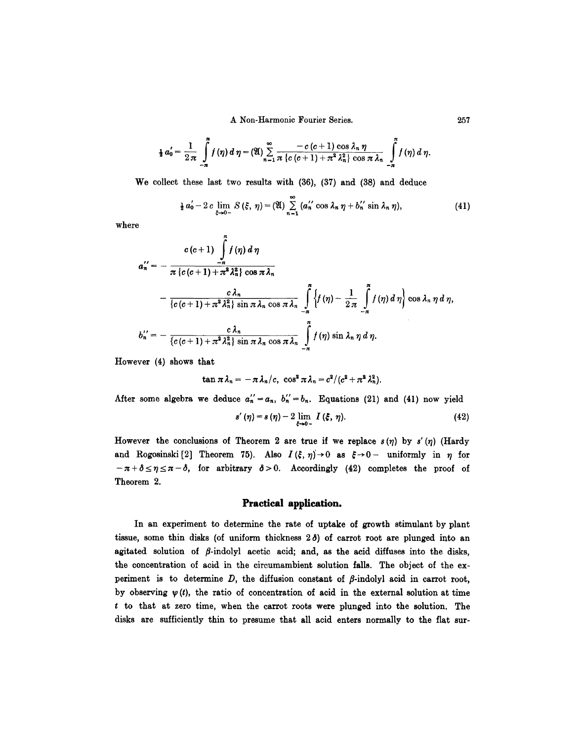$$\tfrac{1}{2} a_0' = \frac{1}{2\pi} \int_{-\pi}^{\pi} f(\eta)\, d\eta = (\mathfrak{A}) \sum_{n=1}^{\infty} \frac{-c(c+1)\cos \lambda_n \eta}{\pi \{c(c+1) + \pi^2 \lambda_n^2\} \cos \pi \lambda_n} \int_{-\pi}^{\pi} f(\eta)\, d\eta.$$

We collect these last two results with (36), (37) and (38) and deduce

$$\tfrac{1}{2} a_0' - 2c \lim_{\xi \to 0-} S(\xi, \eta) = (\mathfrak{A}) \sum_{n=1}^{\infty} (a_n'' \cos \lambda_n \eta + b_n'' \sin \lambda_n \eta), \tag{41}$$

where

$$a_n'' = -\frac{c(c+1) \int_{-\pi}^{\pi} f(\eta)\, d\eta}{\pi \{c(c+1) + \pi^2 \lambda_n^2\} \cos \pi \lambda_n}$$

$$- \frac{c \lambda_n}{\{c(c+1) + \pi^2 \lambda_n^2\} \sin \pi \lambda_n \cos \pi \lambda_n} \int_{-\pi}^{\pi} \left\{ f(\eta) - \frac{1}{2\pi} \int_{-\pi}^{\pi} f(\eta)\, d\eta \right\} \cos \lambda_n \eta\, d\eta,$$

$$b_n'' = -\frac{c \lambda_n}{\{c(c+1) + \pi^2 \lambda_n^2\} \sin \pi \lambda_n \cos \pi \lambda_n} \int_{-\pi}^{\pi} f(\eta) \sin \lambda_n \eta\, d\eta.$$

However (4) shows that

$$\tan \pi \lambda_n = -\pi \lambda_n / c, \quad \cos^2 \pi \lambda_n = c^2 / (c^2 + \pi^2 \lambda_n^2).$$

After some algebra we deduce $a_n'' = a_n$, $b_n'' = b_n$. Equations (21) and (41) now yield

$$s'(\eta) = s(\eta) - 2 \lim_{\xi \to 0-} I(\xi, \eta). \tag{42}$$

However the conclusions of Theorem 2 are true if we replace $s(\eta)$ by $s'(\eta)$ (Hardy and Rogosinski [2] Theorem 75). Also $I(\xi, \eta) \to 0$ as $\xi \to 0-$ uniformly in $\eta$ for $-\pi + \delta \leq \eta \leq \pi - \delta$, for arbitrary $\delta > 0$. Accordingly (42) completes the proof of Theorem 2.

## Practical application.

In an experiment to determine the rate of uptake of growth stimulant by plant tissue, some thin disks (of uniform thickness $2\delta$) of carrot root are plunged into an agitated solution of $\beta$-indolyl acetic acid; and, as the acid diffuses into the disks, the concentration of acid in the circumambient solution falls. The object of the experiment is to determine $D$, the diffusion constant of $\beta$-indolyl acid in carrot root, by observing $\psi(t)$, the ratio of concentration of acid in the external solution at time $t$ to that at zero time, when the carrot roots were plunged into the solution. The disks are sufficiently thin to presume that all acid enters normally to the flat sur-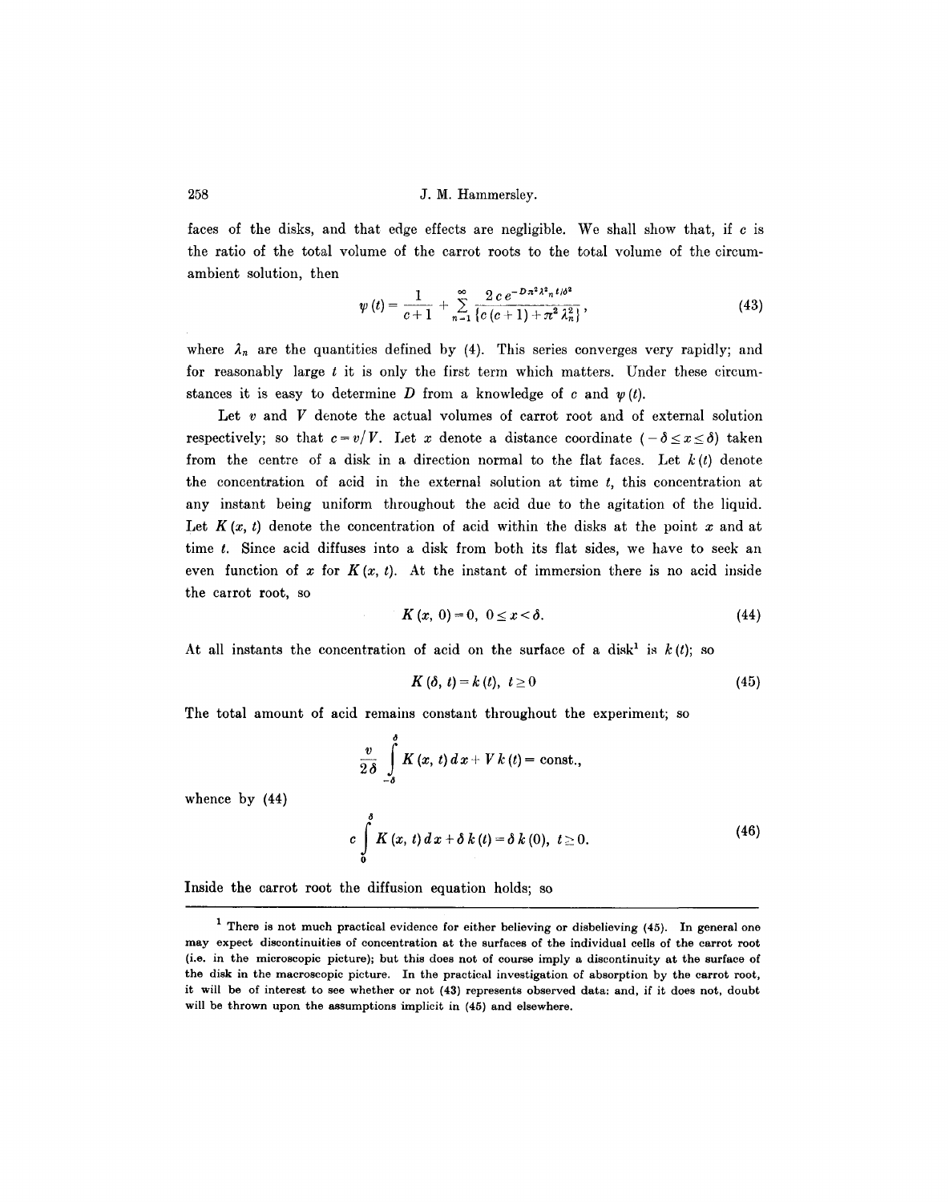faces of the disks, and that edge effects are negligible. We shall show that, if $c$ is the ratio of the total volume of the carrot roots to the total volume of the circumambient solution, then

$$\psi(t) = \frac{1}{c+1} + \sum_{n=1}^{\infty} \frac{2\, c\, e^{-D\pi^2\lambda^2_n t/\delta^2}}{\{c(c+1) + \pi^2 \lambda_n^2\}}, \tag{43}$$

where $\lambda_n$ are the quantities defined by (4). This series converges very rapidly; and for reasonably large $t$ it is only the first term which matters. Under these circumstances it is easy to determine $D$ from a knowledge of $c$ and $\psi(t)$.

Let $v$ and $V$ denote the actual volumes of carrot root and of external solution respectively; so that $c = v/V$. Let $x$ denote a distance coordinate $(-\delta \leq x \leq \delta)$ taken from the centre of a disk in a direction normal to the flat faces. Let $k(t)$ denote the concentration of acid in the external solution at time $t$, this concentration at any instant being uniform throughout the acid due to the agitation of the liquid. Let $K(x, t)$ denote the concentration of acid within the disks at the point $x$ and at time $t$. Since acid diffuses into a disk from both its flat sides, we have to seek an even function of $x$ for $K(x, t)$. At the instant of immersion there is no acid inside the carrot root, so

$$K(x, 0) = 0, \quad 0 \leq x < \delta. \tag{44}$$

At all instants the concentration of acid on the surface of a disk[1] is $k(t)$; so

$$K(\delta, t) = k(t), \quad t \geq 0 \tag{45}$$

The total amount of acid remains constant throughout the experiment; so

$$\frac{v}{2\delta} \int_{-\delta}^{\delta} K(x, t)\, dx + V\, k(t) = \text{const.},$$

whence by (44)

$$c \int_0^{\delta} K(x, t)\, dx + \delta\, k(t) = \delta\, k(0), \quad t \geq 0. \tag{46}$$

Inside the carrot root the diffusion equation holds; so

---

[1] There is not much practical evidence for either believing or disbelieving (45). In general one may expect discontinuities of concentration at the surfaces of the individual cells of the carrot root (i.e. in the microscopic picture); but this does not of course imply a discontinuity at the surface of the disk in the macroscopic picture. In the practical investigation of absorption by the carrot root, it will be of interest to see whether or not (43) represents observed data: and, if it does not, doubt will be thrown upon the assumptions implicit in (45) and elsewhere.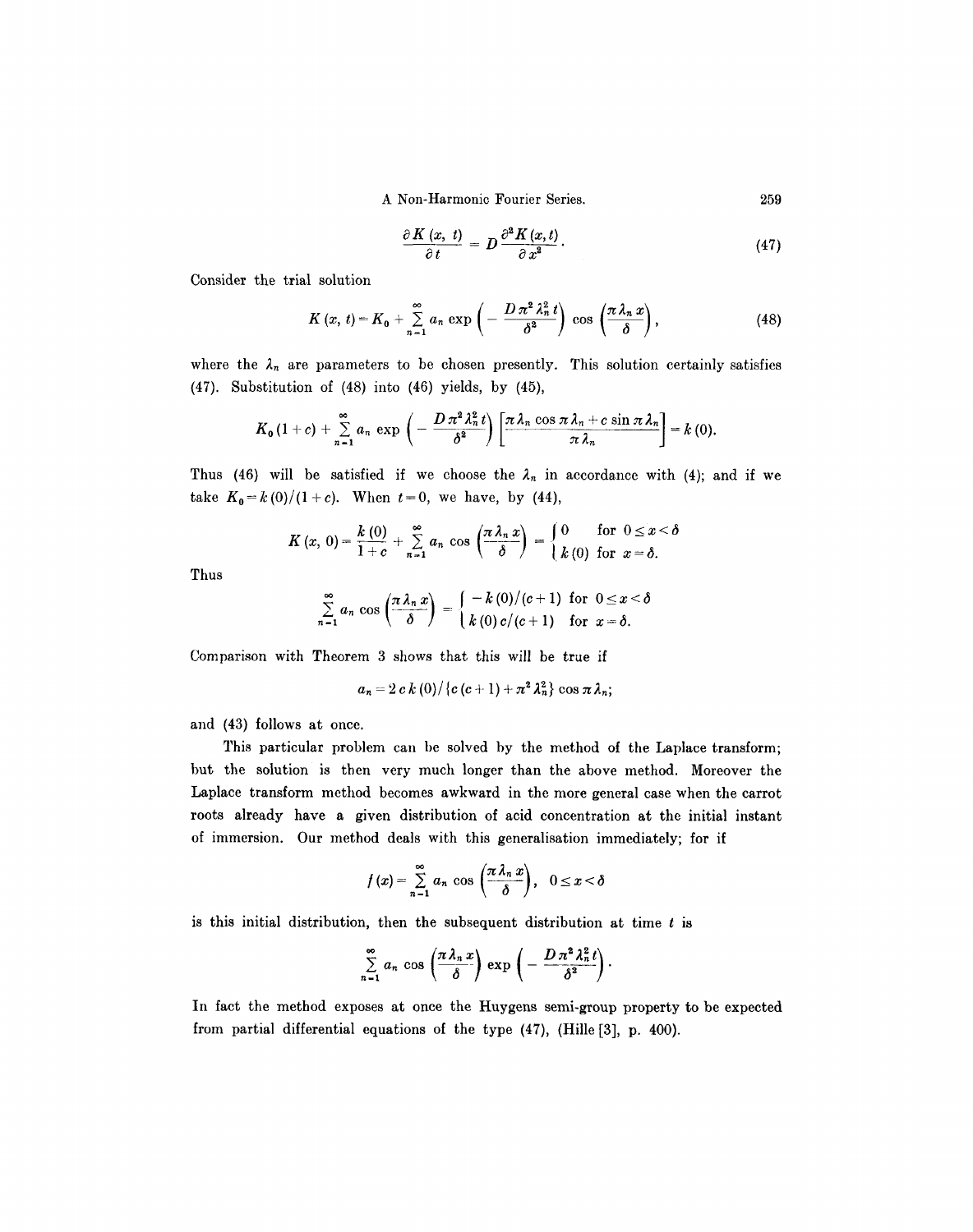$$\frac{\partial K(x, t)}{\partial t} = D \frac{\partial^2 K(x, t)}{\partial x^2}. \tag{47}$$

Consider the trial solution

$$K(x, t) = K_0 + \sum_{n=1}^{\infty} a_n \exp\left(-\frac{D \pi^2 \lambda_n^2 t}{\delta^2}\right) \cos\left(\frac{\pi \lambda_n x}{\delta}\right), \tag{48}$$

where the $\lambda_n$ are parameters to be chosen presently. This solution certainly satisfies (47). Substitution of (48) into (46) yields, by (45),

$$K_0(1+c) + \sum_{n=1}^{\infty} a_n \exp\left(-\frac{D \pi^2 \lambda_n^2 t}{\delta^2}\right) \left[\frac{\pi \lambda_n \cos \pi \lambda_n + c \sin \pi \lambda_n}{\pi \lambda_n}\right] = k(0).$$

Thus (46) will be satisfied if we choose the $\lambda_n$ in accordance with (4); and if we take $K_0 = k(0)/(1+c)$. When $t=0$, we have, by (44),

$$K(x, 0) = \frac{k(0)}{1+c} + \sum_{n=1}^{\infty} a_n \cos\left(\frac{\pi \lambda_n x}{\delta}\right) = \begin{cases} 0 & \text{for } 0 \le x < \delta \\ k(0) & \text{for } x = \delta. \end{cases}$$

Thus

$$\sum_{n=1}^{\infty} a_n \cos\left(\frac{\pi \lambda_n x}{\delta}\right) = \begin{cases} -k(0)/(c+1) & \text{for } 0 \le x < \delta \\ k(0)\, c/(c+1) & \text{for } x = \delta. \end{cases}$$

Comparison with Theorem 3 shows that this will be true if

$$a_n = 2\, c\, k(0) / \{c(c+1) + \pi^2 \lambda_n^2\} \cos \pi \lambda_n;$$

and (43) follows at once.

This particular problem can be solved by the method of the Laplace transform; but the solution is then very much longer than the above method. Moreover the Laplace transform method becomes awkward in the more general case when the carrot roots already have a given distribution of acid concentration at the initial instant of immersion. Our method deals with this generalisation immediately; for if

$$f(x) = \sum_{n=1}^{\infty} a_n \cos\left(\frac{\pi \lambda_n x}{\delta}\right), \quad 0 \le x < \delta$$

is this initial distribution, then the subsequent distribution at time $t$ is

$$\sum_{n=1}^{\infty} a_n \cos\left(\frac{\pi \lambda_n x}{\delta}\right) \exp\left(-\frac{D \pi^2 \lambda_n^2 t}{\delta^2}\right).$$

In fact the method exposes at once the Huygens semi-group property to be expected from partial differential equations of the type (47), (Hille [3], p. 400).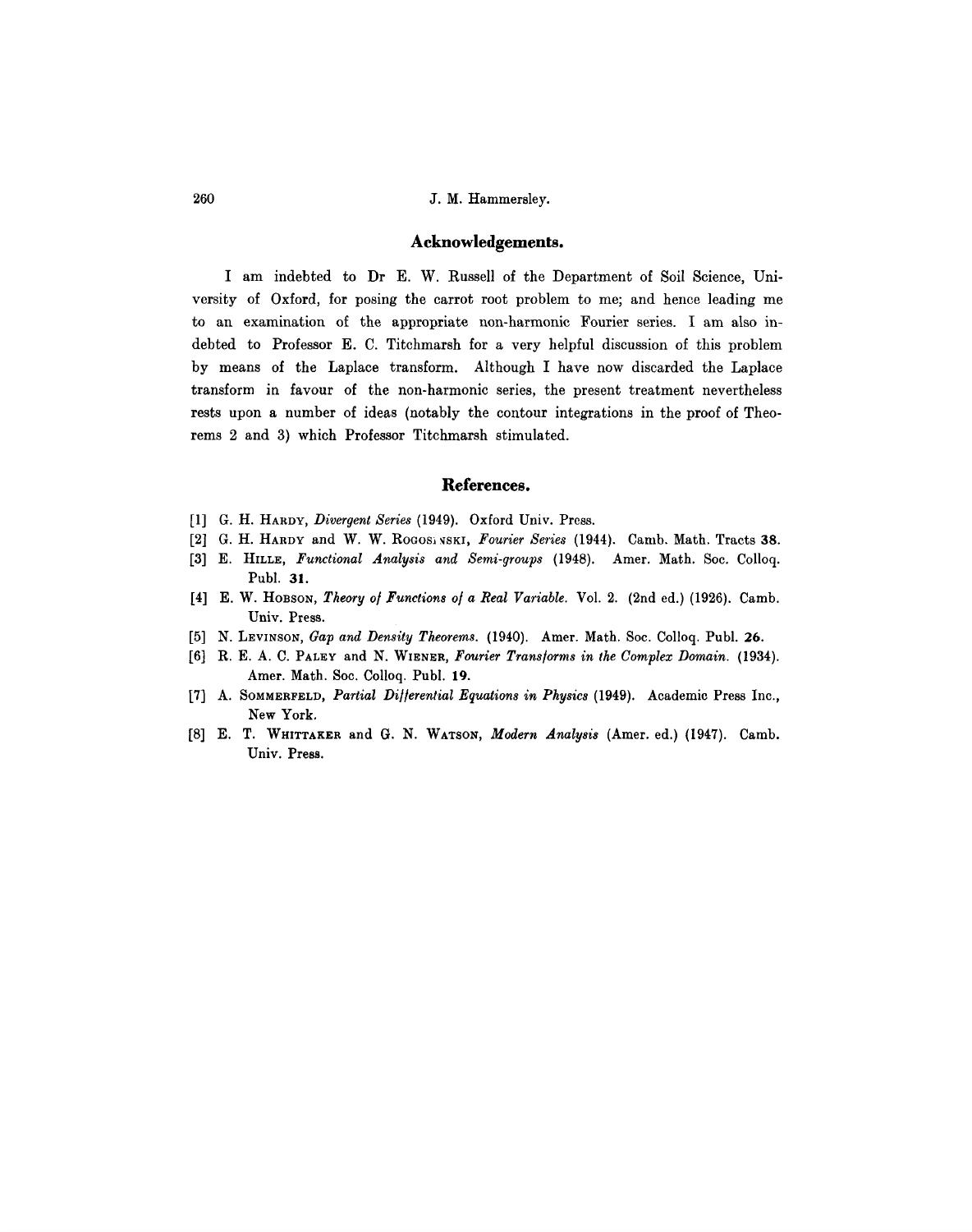## Acknowledgements.

I am indebted to Dr E. W. Russell of the Department of Soil Science, University of Oxford, for posing the carrot root problem to me; and hence leading me to an examination of the appropriate non-harmonic Fourier series. I am also indebted to Professor E. C. Titchmarsh for a very helpful discussion of this problem by means of the Laplace transform. Although I have now discarded the Laplace transform in favour of the non-harmonic series, the present treatment nevertheless rests upon a number of ideas (notably the contour integrations in the proof of Theorems 2 and 3) which Professor Titchmarsh stimulated.

## References.

[1] G. H. Hardy, *Divergent Series* (1949). Oxford Univ. Press.

[2] G. H. Hardy and W. W. Rogosinski, *Fourier Series* (1944). Camb. Math. Tracts **38**.

[3] E. Hille, *Functional Analysis and Semi-groups* (1948). Amer. Math. Soc. Colloq. Publ. **31**.

[4] E. W. Hobson, *Theory of Functions of a Real Variable*. Vol. 2. (2nd ed.) (1926). Camb. Univ. Press.

[5] N. Levinson, *Gap and Density Theorems*. (1940). Amer. Math. Soc. Colloq. Publ. **26**.

[6] R. E. A. C. Paley and N. Wiener, *Fourier Transforms in the Complex Domain*. (1934). Amer. Math. Soc. Colloq. Publ. **19**.

[7] A. Sommerfeld, *Partial Differential Equations in Physics* (1949). Academic Press Inc., New York.

[8] E. T. Whittaker and G. N. Watson, *Modern Analysis* (Amer. ed.) (1947). Camb. Univ. Press.